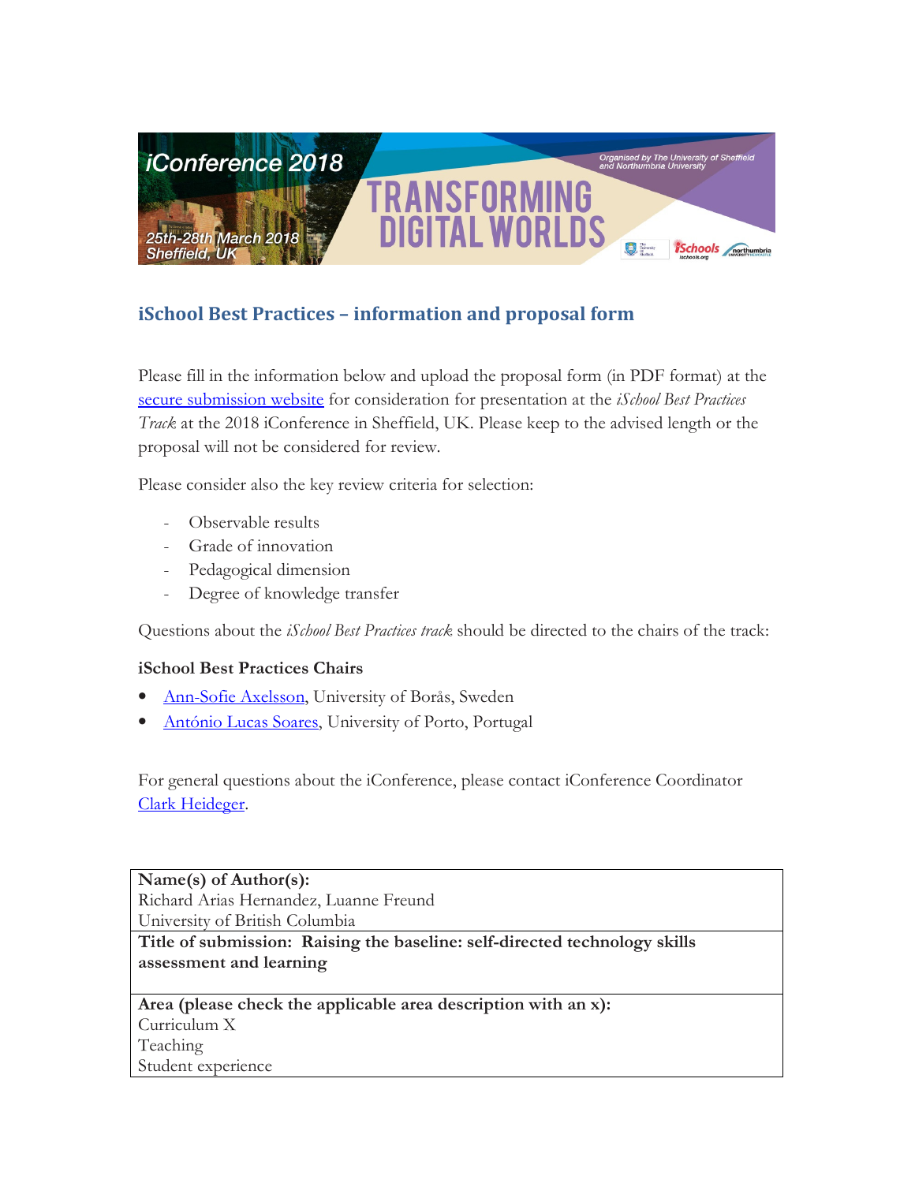iConference 2018

25th-28th March 2018
Sheffield, UK

TRANSFORMING DIGITAL WORLDS

Organised by The University of Sheffield and Northumbria University

## iSchool Best Practices – information and proposal form

Please fill in the information below and upload the proposal form (in PDF format) at the secure submission website for consideration for presentation at the *iSchool Best Practices Track* at the 2018 iConference in Sheffield, UK. Please keep to the advised length or the proposal will not be considered for review.

Please consider also the key review criteria for selection:

- Observable results
- Grade of innovation
- Pedagogical dimension
- Degree of knowledge transfer

Questions about the *iSchool Best Practices track* should be directed to the chairs of the track:

**iSchool Best Practices Chairs**

- Ann-Sofie Axelsson, University of Borås, Sweden
- António Lucas Soares, University of Porto, Portugal

For general questions about the iConference, please contact iConference Coordinator Clark Heideger.

| **Name(s) of Author(s):**<br>Richard Arias Hernandez, Luanne Freund<br>University of British Columbia |
|---|
| **Title of submission: Raising the baseline: self-directed technology skills assessment and learning** |
| **Area (please check the applicable area description with an x):**<br>Curriculum X<br>Teaching<br>Student experience |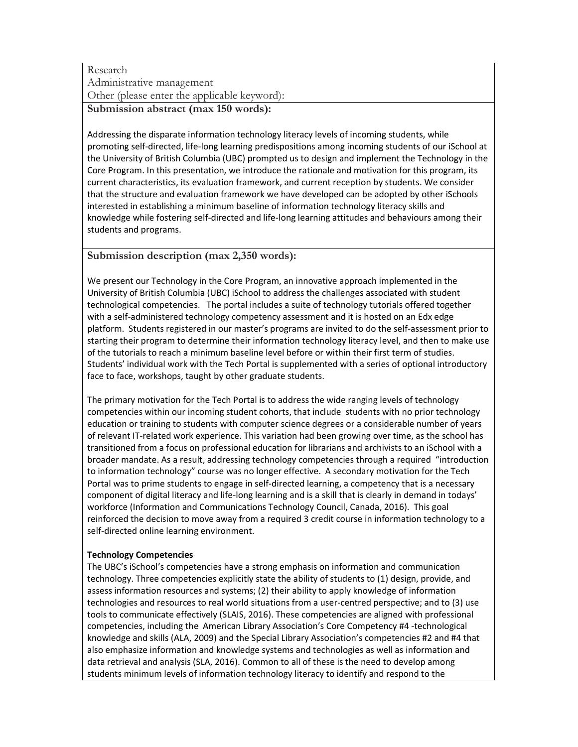Research
Administrative management
Other (please enter the applicable keyword):

**Submission abstract (max 150 words):**

Addressing the disparate information technology literacy levels of incoming students, while promoting self-directed, life-long learning predispositions among incoming students of our iSchool at the University of British Columbia (UBC) prompted us to design and implement the Technology in the Core Program. In this presentation, we introduce the rationale and motivation for this program, its current characteristics, its evaluation framework, and current reception by students. We consider that the structure and evaluation framework we have developed can be adopted by other iSchools interested in establishing a minimum baseline of information technology literacy skills and knowledge while fostering self-directed and life-long learning attitudes and behaviours among their students and programs.

**Submission description (max 2,350 words):**

We present our Technology in the Core Program, an innovative approach implemented in the University of British Columbia (UBC) iSchool to address the challenges associated with student technological competencies. The portal includes a suite of technology tutorials offered together with a self-administered technology competency assessment and it is hosted on an Edx edge platform. Students registered in our master's programs are invited to do the self-assessment prior to starting their program to determine their information technology literacy level, and then to make use of the tutorials to reach a minimum baseline level before or within their first term of studies. Students' individual work with the Tech Portal is supplemented with a series of optional introductory face to face, workshops, taught by other graduate students.

The primary motivation for the Tech Portal is to address the wide ranging levels of technology competencies within our incoming student cohorts, that include students with no prior technology education or training to students with computer science degrees or a considerable number of years of relevant IT-related work experience. This variation had been growing over time, as the school has transitioned from a focus on professional education for librarians and archivists to an iSchool with a broader mandate. As a result, addressing technology competencies through a required "introduction to information technology" course was no longer effective. A secondary motivation for the Tech Portal was to prime students to engage in self-directed learning, a competency that is a necessary component of digital literacy and life-long learning and is a skill that is clearly in demand in todays' workforce (Information and Communications Technology Council, Canada, 2016). This goal reinforced the decision to move away from a required 3 credit course in information technology to a self-directed online learning environment.

**Technology Competencies**

The UBC's iSchool's competencies have a strong emphasis on information and communication technology. Three competencies explicitly state the ability of students to (1) design, provide, and assess information resources and systems; (2) their ability to apply knowledge of information technologies and resources to real world situations from a user-centred perspective; and to (3) use tools to communicate effectively (SLAIS, 2016). These competencies are aligned with professional competencies, including the American Library Association's Core Competency #4 -technological knowledge and skills (ALA, 2009) and the Special Library Association's competencies #2 and #4 that also emphasize information and knowledge systems and technologies as well as information and data retrieval and analysis (SLA, 2016). Common to all of these is the need to develop among students minimum levels of information technology literacy to identify and respond to the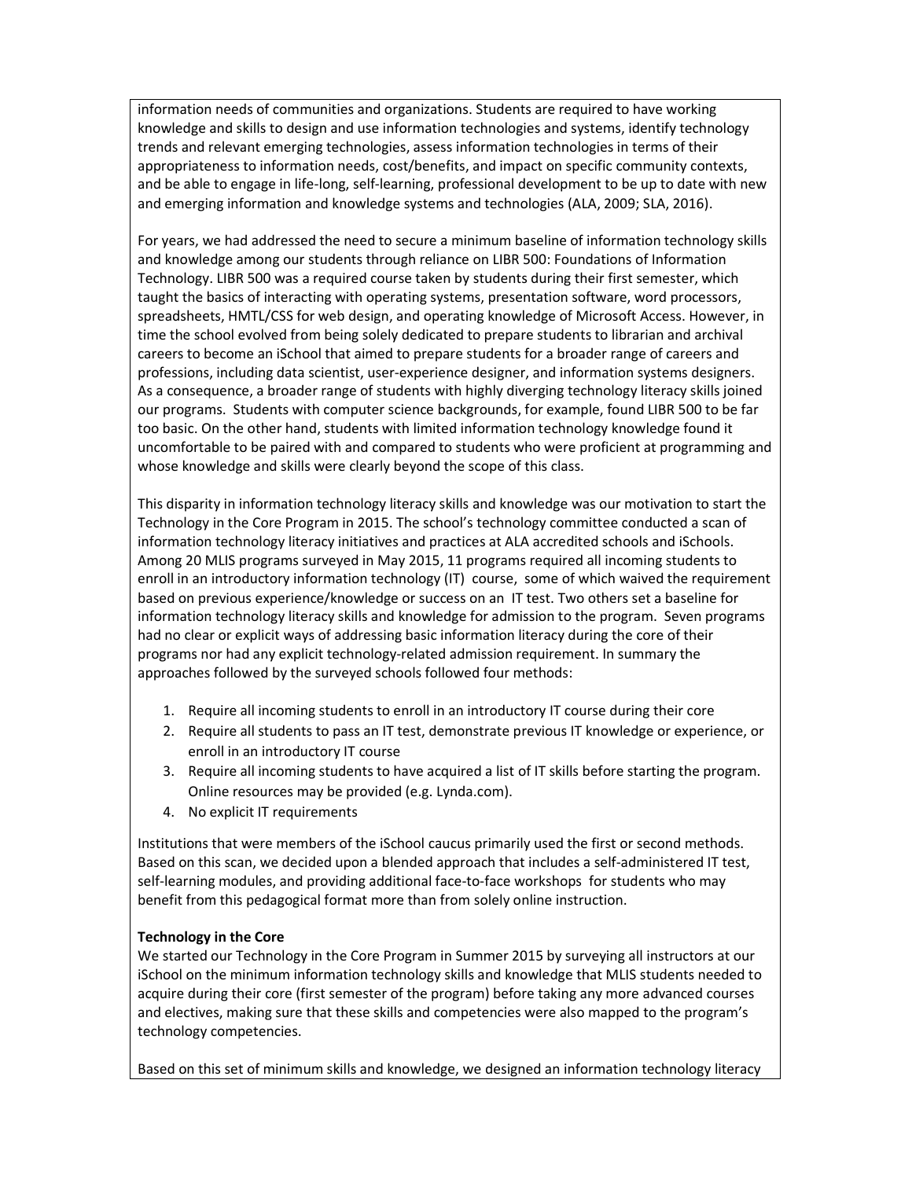information needs of communities and organizations. Students are required to have working knowledge and skills to design and use information technologies and systems, identify technology trends and relevant emerging technologies, assess information technologies in terms of their appropriateness to information needs, cost/benefits, and impact on specific community contexts, and be able to engage in life-long, self-learning, professional development to be up to date with new and emerging information and knowledge systems and technologies (ALA, 2009; SLA, 2016).

For years, we had addressed the need to secure a minimum baseline of information technology skills and knowledge among our students through reliance on LIBR 500: Foundations of Information Technology. LIBR 500 was a required course taken by students during their first semester, which taught the basics of interacting with operating systems, presentation software, word processors, spreadsheets, HMTL/CSS for web design, and operating knowledge of Microsoft Access. However, in time the school evolved from being solely dedicated to prepare students to librarian and archival careers to become an iSchool that aimed to prepare students for a broader range of careers and professions, including data scientist, user-experience designer, and information systems designers. As a consequence, a broader range of students with highly diverging technology literacy skills joined our programs. Students with computer science backgrounds, for example, found LIBR 500 to be far too basic. On the other hand, students with limited information technology knowledge found it uncomfortable to be paired with and compared to students who were proficient at programming and whose knowledge and skills were clearly beyond the scope of this class.

This disparity in information technology literacy skills and knowledge was our motivation to start the Technology in the Core Program in 2015. The school's technology committee conducted a scan of information technology literacy initiatives and practices at ALA accredited schools and iSchools. Among 20 MLIS programs surveyed in May 2015, 11 programs required all incoming students to enroll in an introductory information technology (IT) course, some of which waived the requirement based on previous experience/knowledge or success on an IT test. Two others set a baseline for information technology literacy skills and knowledge for admission to the program. Seven programs had no clear or explicit ways of addressing basic information literacy during the core of their programs nor had any explicit technology-related admission requirement. In summary the approaches followed by the surveyed schools followed four methods:

1. Require all incoming students to enroll in an introductory IT course during their core
2. Require all students to pass an IT test, demonstrate previous IT knowledge or experience, or enroll in an introductory IT course
3. Require all incoming students to have acquired a list of IT skills before starting the program. Online resources may be provided (e.g. Lynda.com).
4. No explicit IT requirements

Institutions that were members of the iSchool caucus primarily used the first or second methods. Based on this scan, we decided upon a blended approach that includes a self-administered IT test, self-learning modules, and providing additional face-to-face workshops for students who may benefit from this pedagogical format more than from solely online instruction.

**Technology in the Core**

We started our Technology in the Core Program in Summer 2015 by surveying all instructors at our iSchool on the minimum information technology skills and knowledge that MLIS students needed to acquire during their core (first semester of the program) before taking any more advanced courses and electives, making sure that these skills and competencies were also mapped to the program's technology competencies.

Based on this set of minimum skills and knowledge, we designed an information technology literacy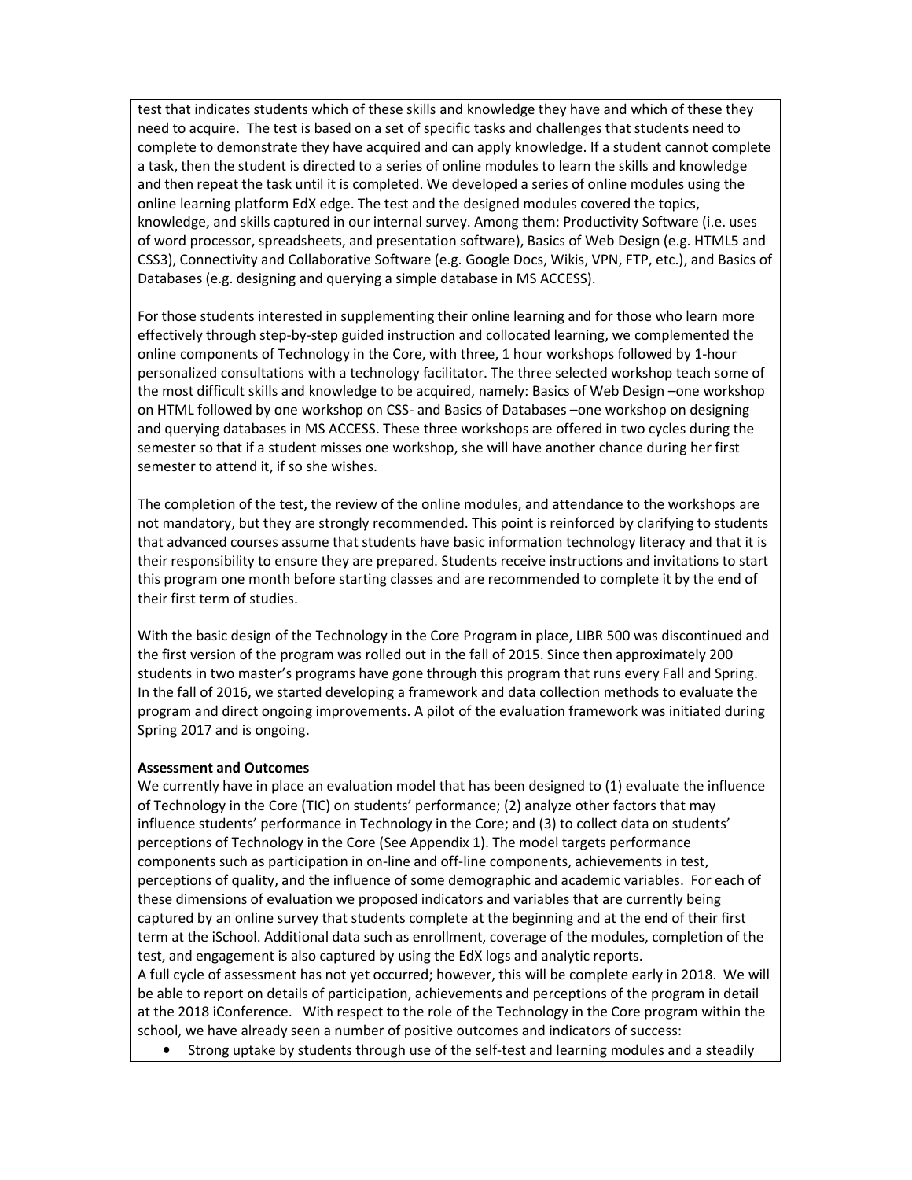test that indicates students which of these skills and knowledge they have and which of these they need to acquire. The test is based on a set of specific tasks and challenges that students need to complete to demonstrate they have acquired and can apply knowledge. If a student cannot complete a task, then the student is directed to a series of online modules to learn the skills and knowledge and then repeat the task until it is completed. We developed a series of online modules using the online learning platform EdX edge. The test and the designed modules covered the topics, knowledge, and skills captured in our internal survey. Among them: Productivity Software (i.e. uses of word processor, spreadsheets, and presentation software), Basics of Web Design (e.g. HTML5 and CSS3), Connectivity and Collaborative Software (e.g. Google Docs, Wikis, VPN, FTP, etc.), and Basics of Databases (e.g. designing and querying a simple database in MS ACCESS).

For those students interested in supplementing their online learning and for those who learn more effectively through step-by-step guided instruction and collocated learning, we complemented the online components of Technology in the Core, with three, 1 hour workshops followed by 1-hour personalized consultations with a technology facilitator. The three selected workshop teach some of the most difficult skills and knowledge to be acquired, namely: Basics of Web Design –one workshop on HTML followed by one workshop on CSS- and Basics of Databases –one workshop on designing and querying databases in MS ACCESS. These three workshops are offered in two cycles during the semester so that if a student misses one workshop, she will have another chance during her first semester to attend it, if so she wishes.

The completion of the test, the review of the online modules, and attendance to the workshops are not mandatory, but they are strongly recommended. This point is reinforced by clarifying to students that advanced courses assume that students have basic information technology literacy and that it is their responsibility to ensure they are prepared. Students receive instructions and invitations to start this program one month before starting classes and are recommended to complete it by the end of their first term of studies.

With the basic design of the Technology in the Core Program in place, LIBR 500 was discontinued and the first version of the program was rolled out in the fall of 2015. Since then approximately 200 students in two master's programs have gone through this program that runs every Fall and Spring. In the fall of 2016, we started developing a framework and data collection methods to evaluate the program and direct ongoing improvements. A pilot of the evaluation framework was initiated during Spring 2017 and is ongoing.

**Assessment and Outcomes**

We currently have in place an evaluation model that has been designed to (1) evaluate the influence of Technology in the Core (TIC) on students' performance; (2) analyze other factors that may influence students' performance in Technology in the Core; and (3) to collect data on students' perceptions of Technology in the Core (See Appendix 1). The model targets performance components such as participation in on-line and off-line components, achievements in test, perceptions of quality, and the influence of some demographic and academic variables. For each of these dimensions of evaluation we proposed indicators and variables that are currently being captured by an online survey that students complete at the beginning and at the end of their first term at the iSchool. Additional data such as enrollment, coverage of the modules, completion of the test, and engagement is also captured by using the EdX logs and analytic reports.

A full cycle of assessment has not yet occurred; however, this will be complete early in 2018. We will be able to report on details of participation, achievements and perceptions of the program in detail at the 2018 iConference. With respect to the role of the Technology in the Core program within the school, we have already seen a number of positive outcomes and indicators of success:

- Strong uptake by students through use of the self-test and learning modules and a steadily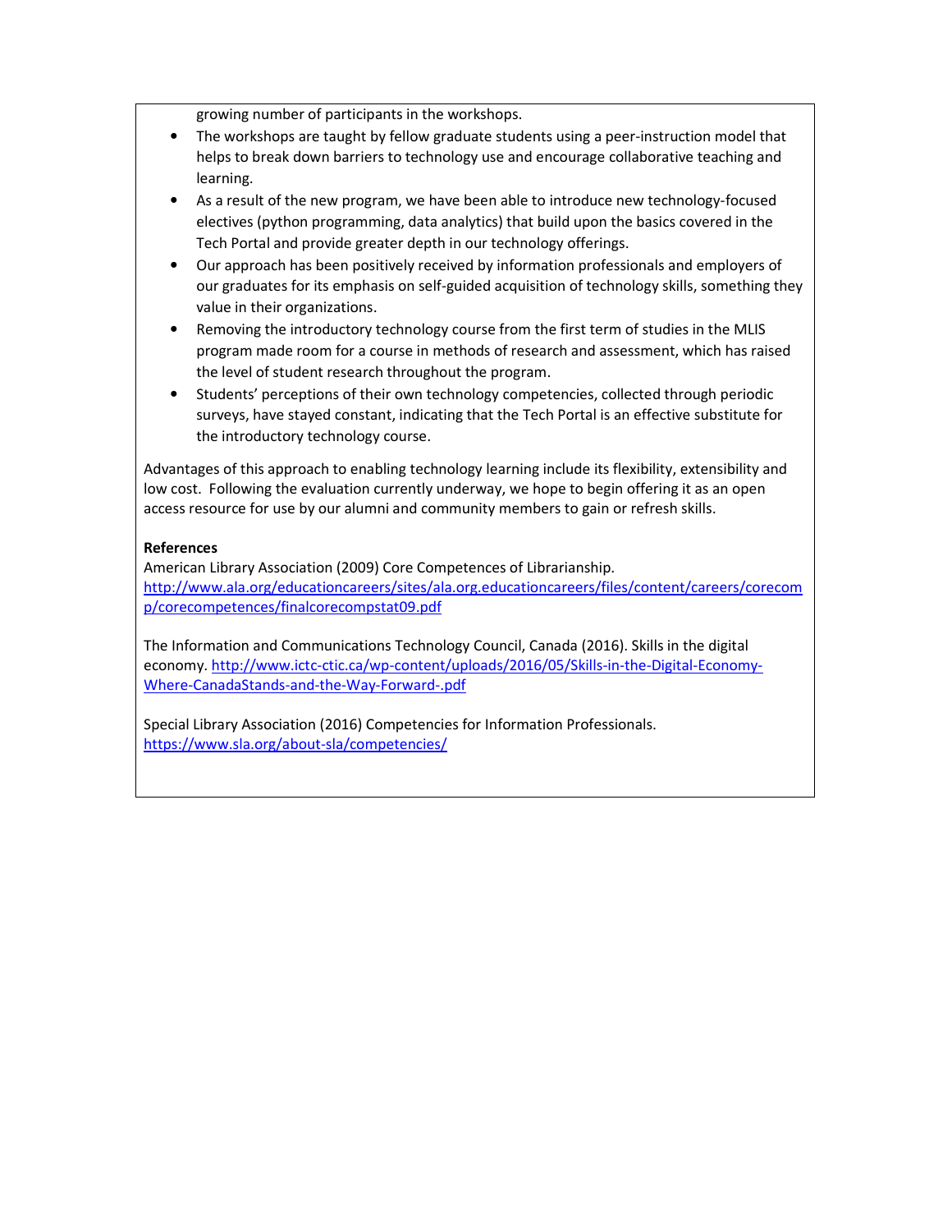growing number of participants in the workshops.

- The workshops are taught by fellow graduate students using a peer-instruction model that helps to break down barriers to technology use and encourage collaborative teaching and learning.
- As a result of the new program, we have been able to introduce new technology-focused electives (python programming, data analytics) that build upon the basics covered in the Tech Portal and provide greater depth in our technology offerings.
- Our approach has been positively received by information professionals and employers of our graduates for its emphasis on self-guided acquisition of technology skills, something they value in their organizations.
- Removing the introductory technology course from the first term of studies in the MLIS program made room for a course in methods of research and assessment, which has raised the level of student research throughout the program.
- Students' perceptions of their own technology competencies, collected through periodic surveys, have stayed constant, indicating that the Tech Portal is an effective substitute for the introductory technology course.

Advantages of this approach to enabling technology learning include its flexibility, extensibility and low cost. Following the evaluation currently underway, we hope to begin offering it as an open access resource for use by our alumni and community members to gain or refresh skills.

**References**

American Library Association (2009) Core Competences of Librarianship. http://www.ala.org/educationcareers/sites/ala.org.educationcareers/files/content/careers/corecomp/corecompetences/finalcorecompstat09.pdf

The Information and Communications Technology Council, Canada (2016). Skills in the digital economy. http://www.ictc-ctic.ca/wp-content/uploads/2016/05/Skills-in-the-Digital-Economy-Where-CanadaStands-and-the-Way-Forward-.pdf

Special Library Association (2016) Competencies for Information Professionals. https://www.sla.org/about-sla/competencies/